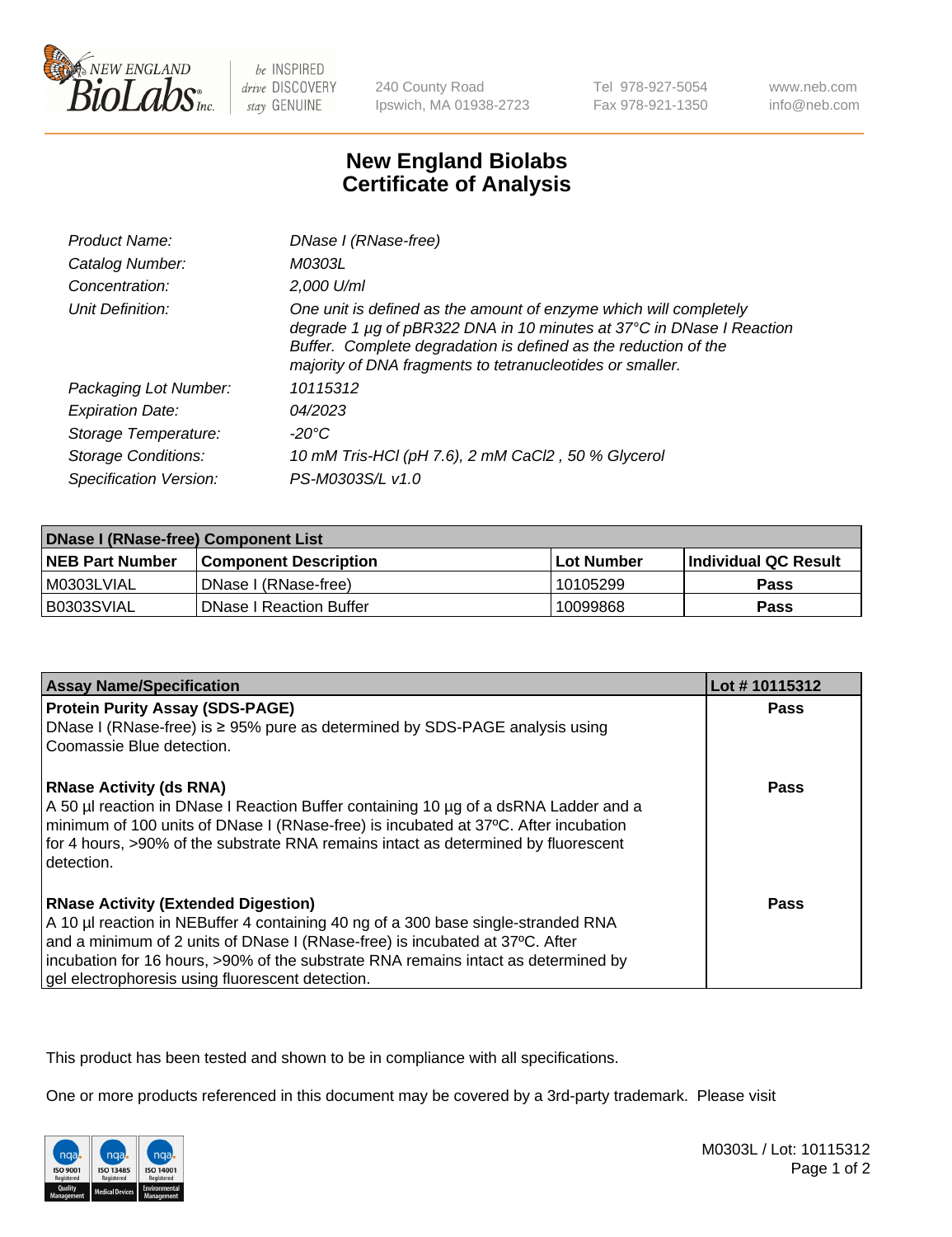New England BioLabs Inc. — be INSPIRED drive DISCOVERY stay GENUINE

240 County Road
Ipswich, MA 01938-2723

Tel 978-927-5054
Fax 978-921-1350

www.neb.com
info@neb.com

# New England Biolabs
# Certificate of Analysis

| | |
|---|---|
| *Product Name:* | *DNase I (RNase-free)* |
| *Catalog Number:* | *M0303L* |
| *Concentration:* | *2,000 U/ml* |
| *Unit Definition:* | *One unit is defined as the amount of enzyme which will completely degrade 1 µg of pBR322 DNA in 10 minutes at 37°C in DNase I Reaction Buffer. Complete degradation is defined as the reduction of the majority of DNA fragments to tetranucleotides or smaller.* |
| *Packaging Lot Number:* | *10115312* |
| *Expiration Date:* | *04/2023* |
| *Storage Temperature:* | *-20°C* |
| *Storage Conditions:* | *10 mM Tris-HCl (pH 7.6), 2 mM $CaCl_2$ , 50 % Glycerol* |
| *Specification Version:* | *PS-M0303S/L v1.0* |

| DNase I (RNase-free) Component List | | | |
|---|---|---|---|
| **NEB Part Number** | **Component Description** | **Lot Number** | **Individual QC Result** |
| M0303LVIAL | DNase I (RNase-free) | 10105299 | **Pass** |
| B0303SVIAL | DNase I Reaction Buffer | 10099868 | **Pass** |

| Assay Name/Specification | Lot # 10115312 |
|---|---|
| **Protein Purity Assay (SDS-PAGE)**<br>DNase I (RNase-free) is ≥ 95% pure as determined by SDS-PAGE analysis using Coomassie Blue detection. | **Pass** |
| **RNase Activity (ds RNA)**<br>A 50 µl reaction in DNase I Reaction Buffer containing 10 µg of a dsRNA Ladder and a minimum of 100 units of DNase I (RNase-free) is incubated at 37ºC. After incubation for 4 hours, >90% of the substrate RNA remains intact as determined by fluorescent detection. | **Pass** |
| **RNase Activity (Extended Digestion)**<br>A 10 µl reaction in NEBuffer 4 containing 40 ng of a 300 base single-stranded RNA and a minimum of 2 units of DNase I (RNase-free) is incubated at 37ºC. After incubation for 16 hours, >90% of the substrate RNA remains intact as determined by gel electrophoresis using fluorescent detection. | **Pass** |

This product has been tested and shown to be in compliance with all specifications.

One or more products referenced in this document may be covered by a 3rd-party trademark. Please visit

ISO 9001 Registered Quality Management | ISO 13485 Registered Medical Devices | ISO 14001 Registered Environmental Management

M0303L / Lot: 10115312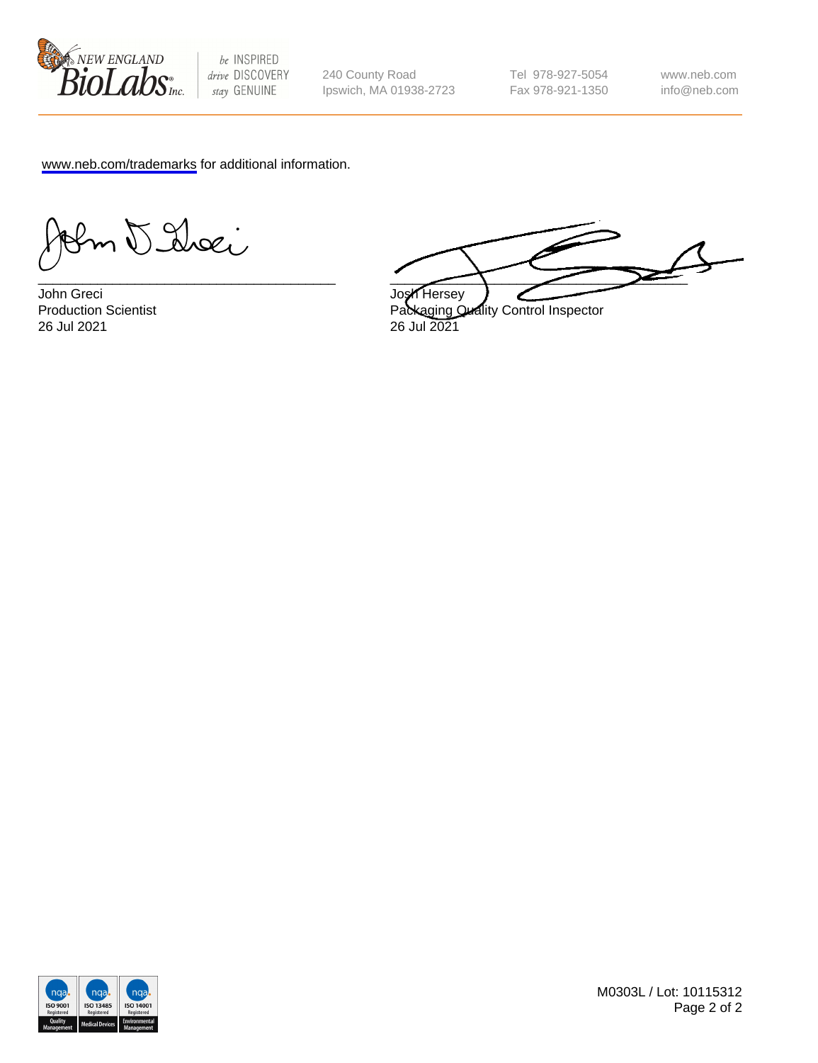www.neb.com/trademarks for additional information.

John Greci
Production Scientist
26 Jul 2021

Josh Hersey
Packaging Quality Control Inspector
26 Jul 2021

M0303L / Lot: 10115312